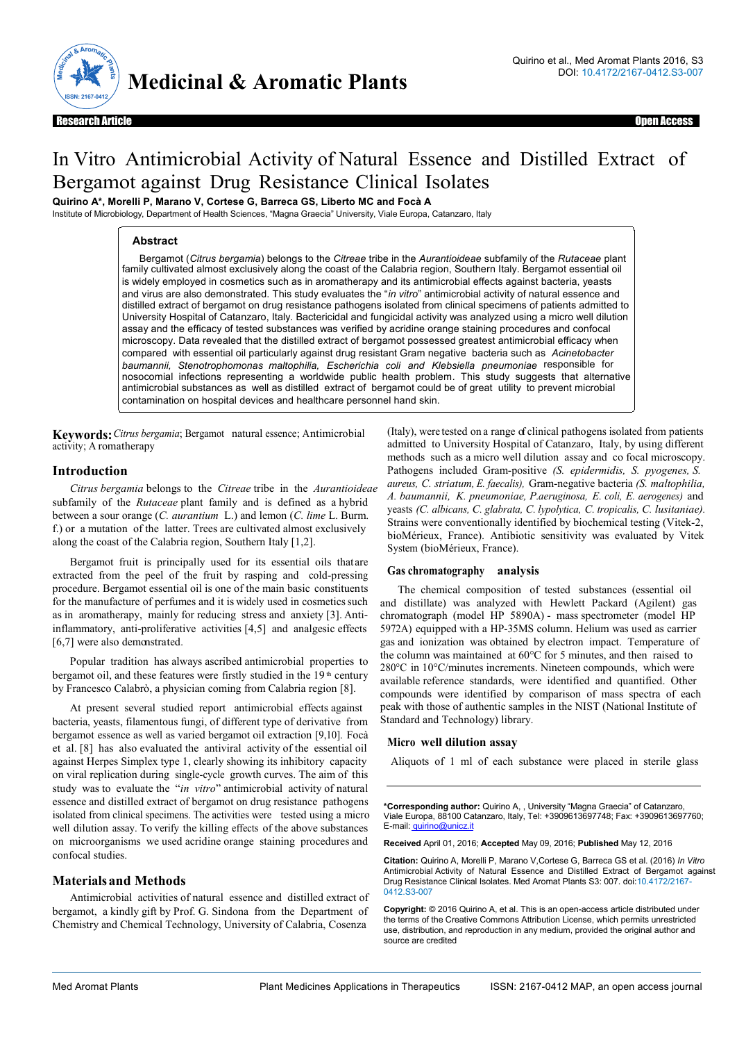Research Article | Open Access

# In Vitro Antimicrobial Activity of Natural Essence and Distilled Extract of Bergamot against Drug Resistance Clinical Isolates

**Quirino A\*, Morelli P, Marano V, Cortese G, Barreca GS, Liberto MC and Focà A**

Institute of Microbiology, Department of Health Sciences, "Magna Graecia" University, Viale Europa, Catanzaro, Italy

## Abstract

Bergamot (*Citrus bergamia*) belongs to the *Citreae* tribe in the *Aurantioideae* subfamily of the *Rutaceae* plant family cultivated almost exclusively along the coast of the Calabria region, Southern Italy. Bergamot essential oil is widely employed in cosmetics such as in aromatherapy and its antimicrobial effects against bacteria, yeasts and virus are also demonstrated. This study evaluates the "*in vitro*" antimicrobial activity of natural essence and distilled extract of bergamot on drug resistance pathogens isolated from clinical specimens of patients admitted to University Hospital of Catanzaro, Italy. Bactericidal and fungicidal activity was analyzed using a micro well dilution assay and the efficacy of tested substances was verified by acridine orange staining procedures and confocal microscopy. Data revealed that the distilled extract of bergamot possessed greatest antimicrobial efficacy when compared with essential oil particularly against drug resistant Gram negative bacteria such as *Acinetobacter baumannii, Stenotrophomonas maltophilia, Escherichia coli and Klebsiella pneumoniae* responsible for nosocomial infections representing a worldwide public health problem. This study suggests that alternative antimicrobial substances as well as distilled extract of bergamot could be of great utility to prevent microbial contamination on hospital devices and healthcare personnel hand skin.

**Keywords:** *Citrus bergamia*; Bergamot natural essence; Antimicrobial activity; Aromatherapy

## Introduction

*Citrus bergamia* belongs to the *Citreae* tribe in the *Aurantioideae* subfamily of the *Rutaceae* plant family and is defined as a hybrid between a sour orange (*C. aurantium* L.) and lemon (*C. lime* L. Burm. f.) or a mutation of the latter. Trees are cultivated almost exclusively along the coast of the Calabria region, Southern Italy [1,2].

Bergamot fruit is principally used for its essential oils that are extracted from the peel of the fruit by rasping and cold-pressing procedure. Bergamot essential oil is one of the main basic constituents for the manufacture of perfumes and it is widely used in cosmetics such as in aromatherapy, mainly for reducing stress and anxiety [3]. Anti-inflammatory, anti-proliferative activities [4,5] and analgesic effects [6,7] were also demonstrated.

Popular tradition has always ascribed antimicrobial properties to bergamot oil, and these features were firstly studied in the 19[th] century by Francesco Calabrò, a physician coming from Calabria region [8].

At present several studied report antimicrobial effects against bacteria, yeasts, filamentous fungi, of different type of derivative from bergamot essence as well as varied bergamot oil extraction [9,10]. Focà et al. [8] has also evaluated the antiviral activity of the essential oil against Herpes Simplex type 1, clearly showing its inhibitory capacity on viral replication during single-cycle growth curves. The aim of this study was to evaluate the "*in vitro*" antimicrobial activity of natural essence and distilled extract of bergamot on drug resistance pathogens isolated from clinical specimens. The activities were tested using a micro well dilution assay. To verify the killing effects of the above substances on microorganisms we used acridine orange staining procedures and confocal studies.

## Materials and Methods

Antimicrobial activities of natural essence and distilled extract of bergamot, a kindly gift by Prof. G. Sindona from the Department of Chemistry and Chemical Technology, University of Calabria, Cosenza (Italy), were tested on a range of clinical pathogens isolated from patients admitted to University Hospital of Catanzaro, Italy, by using different methods such as a micro well dilution assay and co focal microscopy. Pathogens included Gram-positive *(S. epidermidis, S. pyogenes, S. aureus, C. striatum, E. faecalis),* Gram-negative bacteria *(S. maltophilia, A. baumannii, K. pneumoniae, P.aeruginosa, E. coli, E. aerogenes)* and yeasts *(C. albicans, C. glabrata, C. lypolytica, C. tropicalis, C. lusitaniae).* Strains were conventionally identified by biochemical testing (Vitek-2, bioMérieux, France). Antibiotic sensitivity was evaluated by Vitek System (bioMérieux, France).

### Gas chromatography analysis

The chemical composition of tested substances (essential oil and distillate) was analyzed with Hewlett Packard (Agilent) gas chromatograph (model HP 5890A) - mass spectrometer (model HP 5972A) equipped with a HP-35MS column. Helium was used as carrier gas and ionization was obtained by electron impact. Temperature of the column was maintained at 60°C for 5 minutes, and then raised to 280°C in 10°C/minutes increments. Nineteen compounds, which were available reference standards, were identified and quantified. Other compounds were identified by comparison of mass spectra of each peak with those of authentic samples in the NIST (National Institute of Standard and Technology) library.

### Micro well dilution assay

Aliquots of 1 ml of each substance were placed in sterile glass

---

**\*Corresponding author:** Quirino A, , University "Magna Graecia" of Catanzaro, Viale Europa, 88100 Catanzaro, Italy, Tel: +3909613697748; Fax: +3909613697760; E-mail: quirino@unicz.it

**Received** April 01, 2016; **Accepted** May 09, 2016; **Published** May 12, 2016

**Citation:** Quirino A, Morelli P, Marano V,Cortese G, Barreca GS et al. (2016) *In Vitro* Antimicrobial Activity of Natural Essence and Distilled Extract of Bergamot against Drug Resistance Clinical Isolates. Med Aromat Plants S3: 007. doi:10.4172/2167-0412.S3-007

**Copyright:** © 2016 Quirino A, et al. This is an open-access article distributed under the terms of the Creative Commons Attribution License, which permits unrestricted use, distribution, and reproduction in any medium, provided the original author and source are credited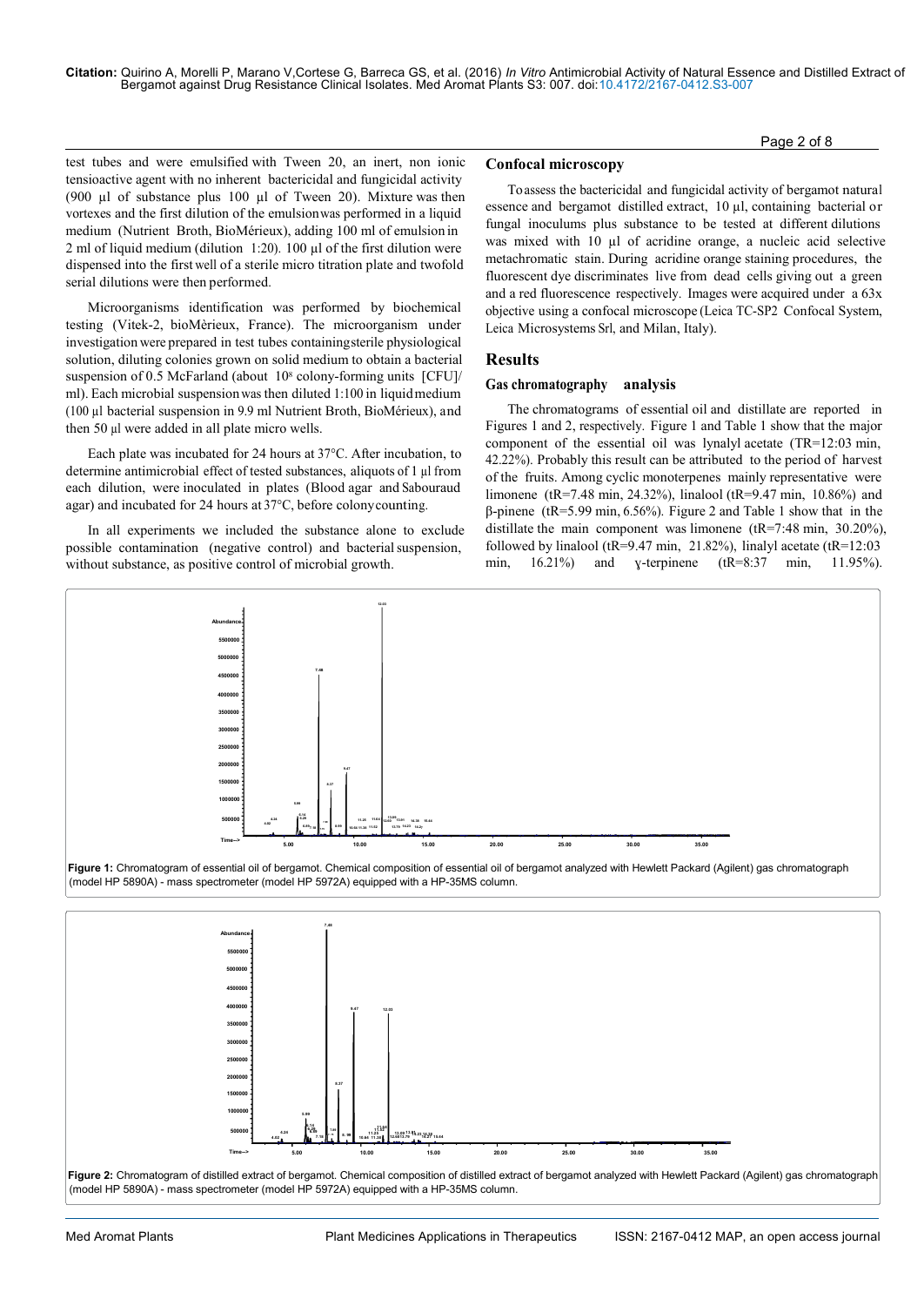test tubes and were emulsified with Tween 20, an inert, non ionic tensioactive agent with no inherent bactericidal and fungicidal activity (900 µl of substance plus 100 µl of Tween 20). Mixture was then vortexes and the first dilution of the emulsion was performed in a liquid medium (Nutrient Broth, BioMérieux), adding 100 ml of emulsion in 2 ml of liquid medium (dilution 1:20). 100 µl of the first dilution were dispensed into the first well of a sterile micro titration plate and twofold serial dilutions were then performed.

Microorganisms identification was performed by biochemical testing (Vitek-2, bioMèrieux, France). The microorganism under investigation were prepared in test tubes containing sterile physiological solution, diluting colonies grown on solid medium to obtain a bacterial suspension of 0.5 McFarland (about $10^8$ colony-forming units [CFU]/ml). Each microbial suspension was then diluted 1:100 in liquid medium (100 µl bacterial suspension in 9.9 ml Nutrient Broth, BioMérieux), and then 50 µl were added in all plate micro wells.

Each plate was incubated for 24 hours at 37°C. After incubation, to determine antimicrobial effect of tested substances, aliquots of 1 µl from each dilution, were inoculated in plates (Blood agar and Sabouraud agar) and incubated for 24 hours at 37°C, before colony counting.

In all experiments we included the substance alone to exclude possible contamination (negative control) and bacterial suspension, without substance, as positive control of microbial growth.

### Confocal microscopy

To assess the bactericidal and fungicidal activity of bergamot natural essence and bergamot distilled extract, 10 µl, containing bacterial or fungal inoculums plus substance to be tested at different dilutions was mixed with 10 µl of acridine orange, a nucleic acid selective metachromatic stain. During acridine orange staining procedures, the fluorescent dye discriminates live from dead cells giving out a green and a red fluorescence respectively. Images were acquired under a 63x objective using a confocal microscope (Leica TC-SP2 Confocal System, Leica Microsystems Srl, and Milan, Italy).

## Results

### Gas chromatography analysis

The chromatograms of essential oil and distillate are reported in Figures 1 and 2, respectively. Figure 1 and Table 1 show that the major component of the essential oil was lynalyl acetate (TR=12:03 min, 42.22%). Probably this result can be attributed to the period of harvest of the fruits. Among cyclic monoterpenes mainly representative were limonene (tR=7.48 min, 24.32%), linalool (tR=9.47 min, 10.86%) and β-pinene (tR=5.99 min, 6.56%). Figure 2 and Table 1 show that in the distillate the main component was limonene (tR=7:48 min, 30.20%), followed by linalool (tR=9.47 min, 21.82%), linalyl acetate (tR=12:03 min, 16.21%) and ɣ-terpinene (tR=8:37 min, 11.95%).

**Figure 1:** Chromatogram of essential oil of bergamot. Chemical composition of essential oil of bergamot analyzed with Hewlett Packard (Agilent) gas chromatograph (model HP 5890A) - mass spectrometer (model HP 5972A) equipped with a HP-35MS column.

**Figure 2:** Chromatogram of distilled extract of bergamot. Chemical composition of distilled extract of bergamot analyzed with Hewlett Packard (Agilent) gas chromatograph (model HP 5890A) - mass spectrometer (model HP 5972A) equipped with a HP-35MS column.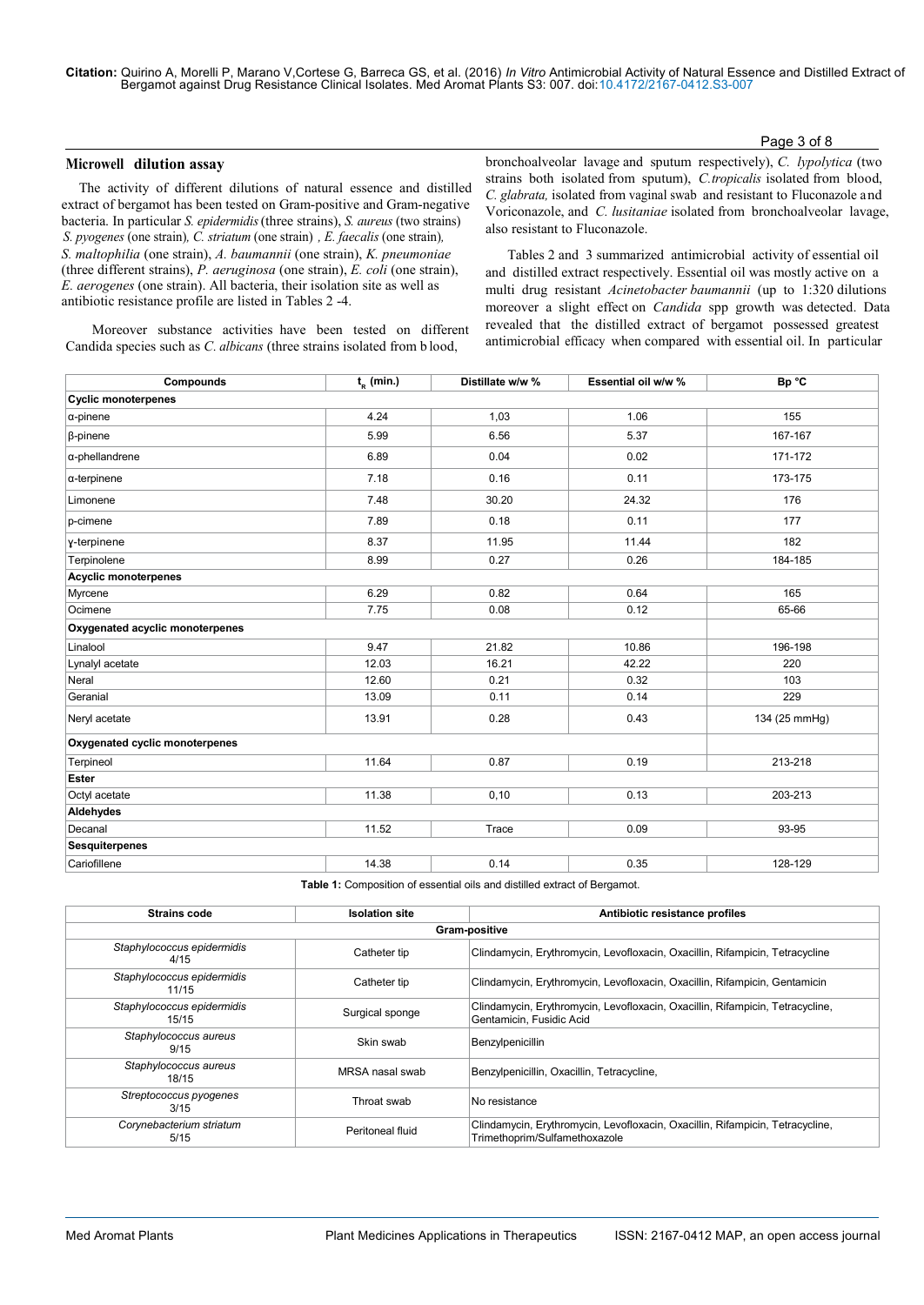### Microwell dilution assay

The activity of different dilutions of natural essence and distilled extract of bergamot has been tested on Gram-positive and Gram-negative bacteria. In particular *S. epidermidis* (three strains), *S. aureus* (two strains) *S. pyogenes* (one strain), *C. striatum* (one strain) , *E. faecalis* (one strain), *S. maltophilia* (one strain), *A. baumannii* (one strain), *K. pneumoniae* (three different strains), *P. aeruginosa* (one strain), *E. coli* (one strain), *E. aerogenes* (one strain). All bacteria, their isolation site as well as antibiotic resistance profile are listed in Tables 2 -4.

Moreover substance activities have been tested on different Candida species such as *C. albicans* (three strains isolated from blood, bronchoalveolar lavage and sputum respectively), *C. lypolytica* (two strains both isolated from sputum), *C.tropicalis* isolated from blood, *C. glabrata,* isolated from vaginal swab and resistant to Fluconazole and Voriconazole, and *C. lusitaniae* isolated from bronchoalveolar lavage, also resistant to Fluconazole.

Tables 2 and 3 summarized antimicrobial activity of essential oil and distilled extract respectively. Essential oil was mostly active on a multi drug resistant *Acinetobacter baumannii* (up to 1:320 dilutions moreover a slight effect on *Candida* spp growth was detected. Data revealed that the distilled extract of bergamot possessed greatest antimicrobial efficacy when compared with essential oil. In particular

| Compounds | $t_R$ (min.) | Distillate w/w % | Essential oil w/w % | Bp °C |
|---|---|---|---|---|
| **Cyclic monoterpenes** | | | | |
| α-pinene | 4.24 | 1,03 | 1.06 | 155 |
| β-pinene | 5.99 | 6.56 | 5.37 | 167-167 |
| α-phellandrene | 6.89 | 0.04 | 0.02 | 171-172 |
| α-terpinene | 7.18 | 0.16 | 0.11 | 173-175 |
| Limonene | 7.48 | 30.20 | 24.32 | 176 |
| p-cimene | 7.89 | 0.18 | 0.11 | 177 |
| γ-terpinene | 8.37 | 11.95 | 11.44 | 182 |
| Terpinolene | 8.99 | 0.27 | 0.26 | 184-185 |
| **Acyclic monoterpenes** | | | | |
| Myrcene | 6.29 | 0.82 | 0.64 | 165 |
| Ocimene | 7.75 | 0.08 | 0.12 | 65-66 |
| **Oxygenated acyclic monoterpenes** | | | | |
| Linalool | 9.47 | 21.82 | 10.86 | 196-198 |
| Lynalyl acetate | 12.03 | 16.21 | 42.22 | 220 |
| Neral | 12.60 | 0.21 | 0.32 | 103 |
| Geranial | 13.09 | 0.11 | 0.14 | 229 |
| Neryl acetate | 13.91 | 0.28 | 0.43 | 134 (25 mmHg) |
| **Oxygenated cyclic monoterpenes** | | | | |
| Terpineol | 11.64 | 0.87 | 0.19 | 213-218 |
| **Ester** | | | | |
| Octyl acetate | 11.38 | 0,10 | 0.13 | 203-213 |
| **Aldehydes** | | | | |
| Decanal | 11.52 | Trace | 0.09 | 93-95 |
| **Sesquiterpenes** | | | | |
| Cariofillene | 14.38 | 0.14 | 0.35 | 128-129 |

**Table 1:** Composition of essential oils and distilled extract of Bergamot.

| Strains code | Isolation site | Antibiotic resistance profiles |
|---|---|---|
| **Gram-positive** | | |
| *Staphylococcus epidermidis* 4/15 | Catheter tip | Clindamycin, Erythromycin, Levofloxacin, Oxacillin, Rifampicin, Tetracycline |
| *Staphylococcus epidermidis* 11/15 | Catheter tip | Clindamycin, Erythromycin, Levofloxacin, Oxacillin, Rifampicin, Gentamicin |
| *Staphylococcus epidermidis* 15/15 | Surgical sponge | Clindamycin, Erythromycin, Levofloxacin, Oxacillin, Rifampicin, Tetracycline, Gentamicin, Fusidic Acid |
| *Staphylococcus aureus* 9/15 | Skin swab | Benzylpenicillin |
| *Staphylococcus aureus* 18/15 | MRSA nasal swab | Benzylpenicillin, Oxacillin, Tetracycline, |
| *Streptococcus pyogenes* 3/15 | Throat swab | No resistance |
| *Corynebacterium striatum* 5/15 | Peritoneal fluid | Clindamycin, Erythromycin, Levofloxacin, Oxacillin, Rifampicin, Tetracycline, Trimethoprim/Sulfamethoxazole |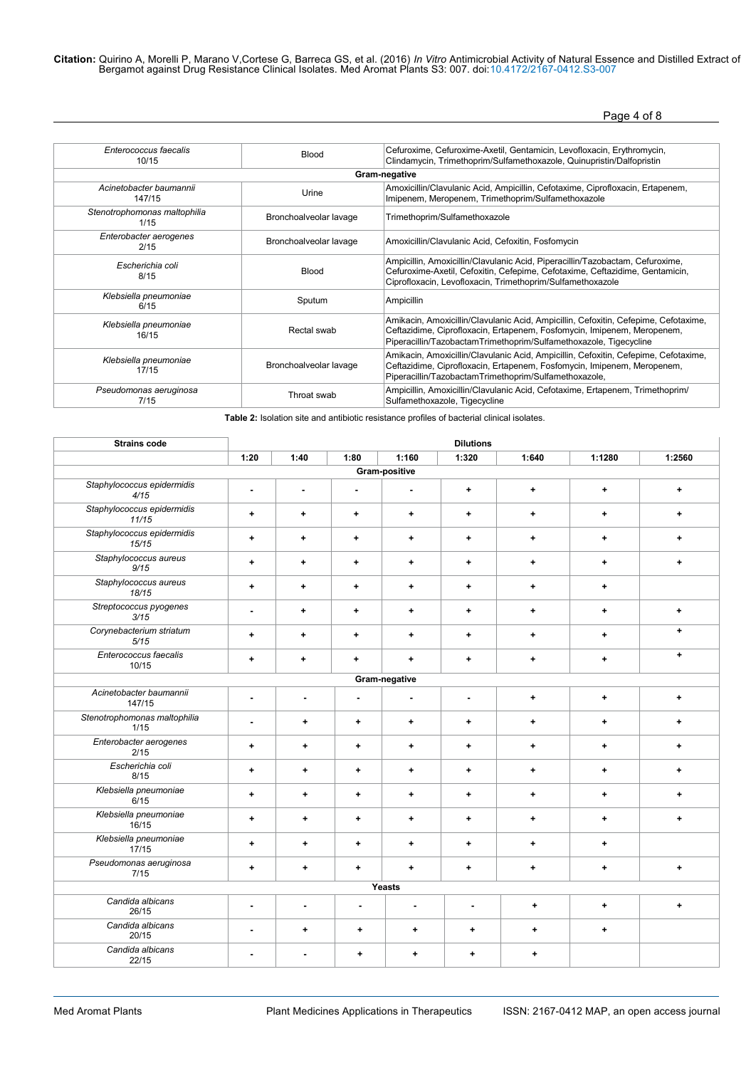| | | |
|---|---|---|
| *Enterococcus faecalis* 10/15 | Blood | Cefuroxime, Cefuroxime-Axetil, Gentamicin, Levofloxacin, Erythromycin, Clindamycin, Trimethoprim/Sulfamethoxazole, Quinupristin/Dalfopristin |
| **Gram-negative** | | |
| *Acinetobacter baumannii* 147/15 | Urine | Amoxicillin/Clavulanic Acid, Ampicillin, Cefotaxime, Ciprofloxacin, Ertapenem, Imipenem, Meropenem, Trimethoprim/Sulfamethoxazole |
| *Stenotrophomonas maltophilia* 1/15 | Bronchoalveolar lavage | Trimethoprim/Sulfamethoxazole |
| *Enterobacter aerogenes* 2/15 | Bronchoalveolar lavage | Amoxicillin/Clavulanic Acid, Cefoxitin, Fosfomycin |
| *Escherichia coli* 8/15 | Blood | Ampicillin, Amoxicillin/Clavulanic Acid, Piperacillin/Tazobactam, Cefuroxime, Cefuroxime-Axetil, Cefoxitin, Cefepime, Cefotaxime, Ceftazidime, Gentamicin, Ciprofloxacin, Levofloxacin, Trimethoprim/Sulfamethoxazole |
| *Klebsiella pneumoniae* 6/15 | Sputum | Ampicillin |
| *Klebsiella pneumoniae* 16/15 | Rectal swab | Amikacin, Amoxicillin/Clavulanic Acid, Ampicillin, Cefoxitin, Cefepime, Cefotaxime, Ceftazidime, Ciprofloxacin, Ertapenem, Fosfomycin, Imipenem, Meropenem, Piperacillin/TazobactamTrimethoprim/Sulfamethoxazole, Tigecycline |
| *Klebsiella pneumoniae* 17/15 | Bronchoalveolar lavage | Amikacin, Amoxicillin/Clavulanic Acid, Ampicillin, Cefoxitin, Cefepime, Cefotaxime, Ceftazidime, Ciprofloxacin, Ertapenem, Fosfomycin, Imipenem, Meropenem, Piperacillin/TazobactamTrimethoprim/Sulfamethoxazole, |
| *Pseudomonas aeruginosa* 7/15 | Throat swab | Ampicillin, Amoxicillin/Clavulanic Acid, Cefotaxime, Ertapenem, Trimethoprim/ Sulfamethoxazole, Tigecycline |

**Table 2:** Isolation site and antibiotic resistance profiles of bacterial clinical isolates.

| Strains code | Dilutions | | | | | | | |
|---|---|---|---|---|---|---|---|---|
| | 1:20 | 1:40 | 1:80 | 1:160 | 1:320 | 1:640 | 1:1280 | 1:2560 |
| **Gram-positive** | | | | | | | | |
| *Staphylococcus epidermidis* 4/15 | - | - | - | - | + | + | + | + |
| *Staphylococcus epidermidis* 11/15 | + | + | + | + | + | + | + | + |
| *Staphylococcus epidermidis* 15/15 | + | + | + | + | + | + | + | + |
| *Staphylococcus aureus* 9/15 | + | + | + | + | + | + | + | + |
| *Staphylococcus aureus* 18/15 | + | + | + | + | + | + | + | |
| *Streptococcus pyogenes* 3/15 | - | + | + | + | + | + | + | + |
| *Corynebacterium striatum* 5/15 | + | + | + | + | + | + | + | + |
| *Enterococcus faecalis* 10/15 | + | + | + | + | + | + | + | + |
| **Gram-negative** | | | | | | | | |
| *Acinetobacter baumannii* 147/15 | - | - | - | - | - | + | + | + |
| *Stenotrophomonas maltophilia* 1/15 | - | + | + | + | + | + | + | + |
| *Enterobacter aerogenes* 2/15 | + | + | + | + | + | + | + | + |
| *Escherichia coli* 8/15 | + | + | + | + | + | + | + | + |
| *Klebsiella pneumoniae* 6/15 | + | + | + | + | + | + | + | + |
| *Klebsiella pneumoniae* 16/15 | + | + | + | + | + | + | + | + |
| *Klebsiella pneumoniae* 17/15 | + | + | + | + | + | + | + | |
| *Pseudomonas aeruginosa* 7/15 | + | + | + | + | + | + | + | + |
| **Yeasts** | | | | | | | | |
| *Candida albicans* 26/15 | - | - | - | - | - | + | + | + |
| *Candida albicans* 20/15 | - | + | + | + | + | + | + | |
| *Candida albicans* 22/15 | - | - | + | + | + | + | | |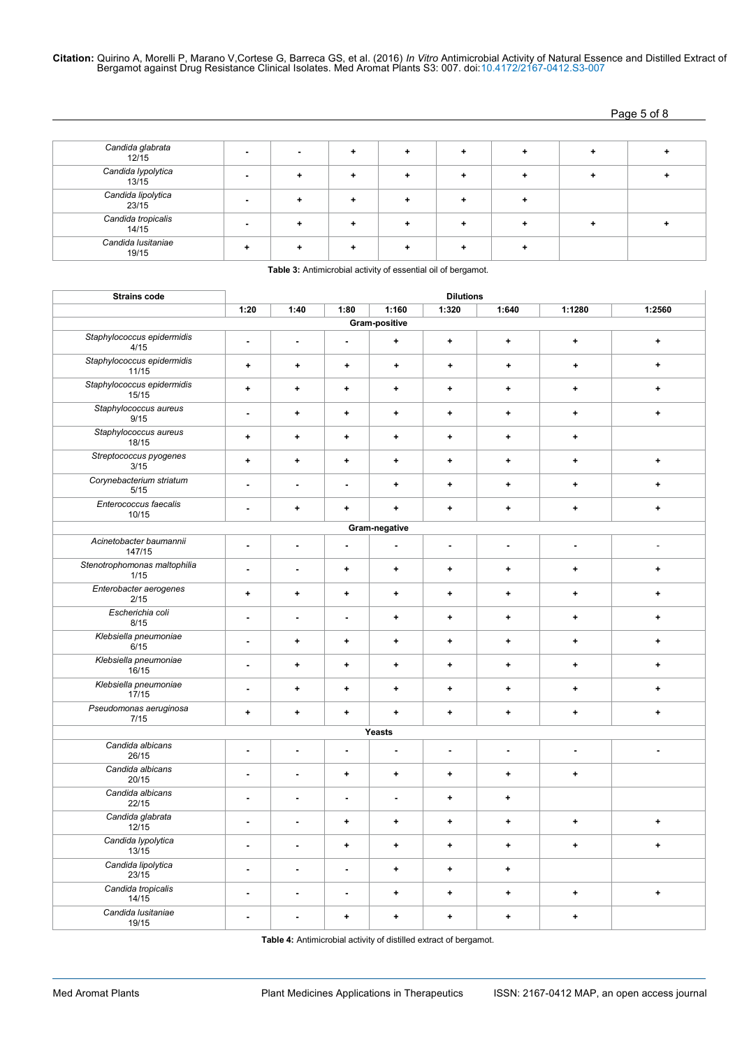| | | | | | | | | |
|---|---|---|---|---|---|---|---|---|
| *Candida glabrata* 12/15 | - | - | + | + | + | + | + | + |
| *Candida lypolytica* 13/15 | - | + | + | + | + | + | + | + |
| *Candida lipolytica* 23/15 | - | + | + | + | + | + | | |
| *Candida tropicalis* 14/15 | - | + | + | + | + | + | + | + |
| *Candida lusitaniae* 19/15 | + | + | + | + | + | + | | |

**Table 3:** Antimicrobial activity of essential oil of bergamot.

| Strains code | Dilutions | | | | | | | |
|---|---|---|---|---|---|---|---|---|
| | 1:20 | 1:40 | 1:80 | 1:160 | 1:320 | 1:640 | 1:1280 | 1:2560 |
| **Gram-positive** | | | | | | | | |
| *Staphylococcus epidermidis* 4/15 | - | - | - | + | + | + | + | + |
| *Staphylococcus epidermidis* 11/15 | + | + | + | + | + | + | + | + |
| *Staphylococcus epidermidis* 15/15 | + | + | + | + | + | + | + | + |
| *Staphylococcus aureus* 9/15 | - | + | + | + | + | + | + | + |
| *Staphylococcus aureus* 18/15 | + | + | + | + | + | + | + | |
| *Streptococcus pyogenes* 3/15 | + | + | + | + | + | + | + | + |
| *Corynebacterium striatum* 5/15 | - | - | - | + | + | + | + | + |
| *Enterococcus faecalis* 10/15 | - | + | + | + | + | + | + | + |
| **Gram-negative** | | | | | | | | |
| *Acinetobacter baumannii* 147/15 | - | - | - | - | - | - | - | - |
| *Stenotrophomonas maltophilia* 1/15 | - | - | + | + | + | + | + | + |
| *Enterobacter aerogenes* 2/15 | + | + | + | + | + | + | + | + |
| *Escherichia coli* 8/15 | - | - | - | + | + | + | + | + |
| *Klebsiella pneumoniae* 6/15 | - | + | + | + | + | + | + | + |
| *Klebsiella pneumoniae* 16/15 | - | + | + | + | + | + | + | + |
| *Klebsiella pneumoniae* 17/15 | - | + | + | + | + | + | + | + |
| *Pseudomonas aeruginosa* 7/15 | + | + | + | + | + | + | + | + |
| **Yeasts** | | | | | | | | |
| *Candida albicans* 26/15 | - | - | - | - | - | - | - | - |
| *Candida albicans* 20/15 | - | - | + | + | + | + | + | |
| *Candida albicans* 22/15 | - | - | - | - | + | + | | |
| *Candida glabrata* 12/15 | - | - | + | + | + | + | + | + |
| *Candida lypolytica* 13/15 | - | - | + | + | + | + | + | + |
| *Candida lipolytica* 23/15 | - | - | - | + | + | + | | |
| *Candida tropicalis* 14/15 | - | - | - | + | + | + | + | + |
| *Candida lusitaniae* 19/15 | - | - | + | + | + | + | + | |

**Table 4:** Antimicrobial activity of distilled extract of bergamot.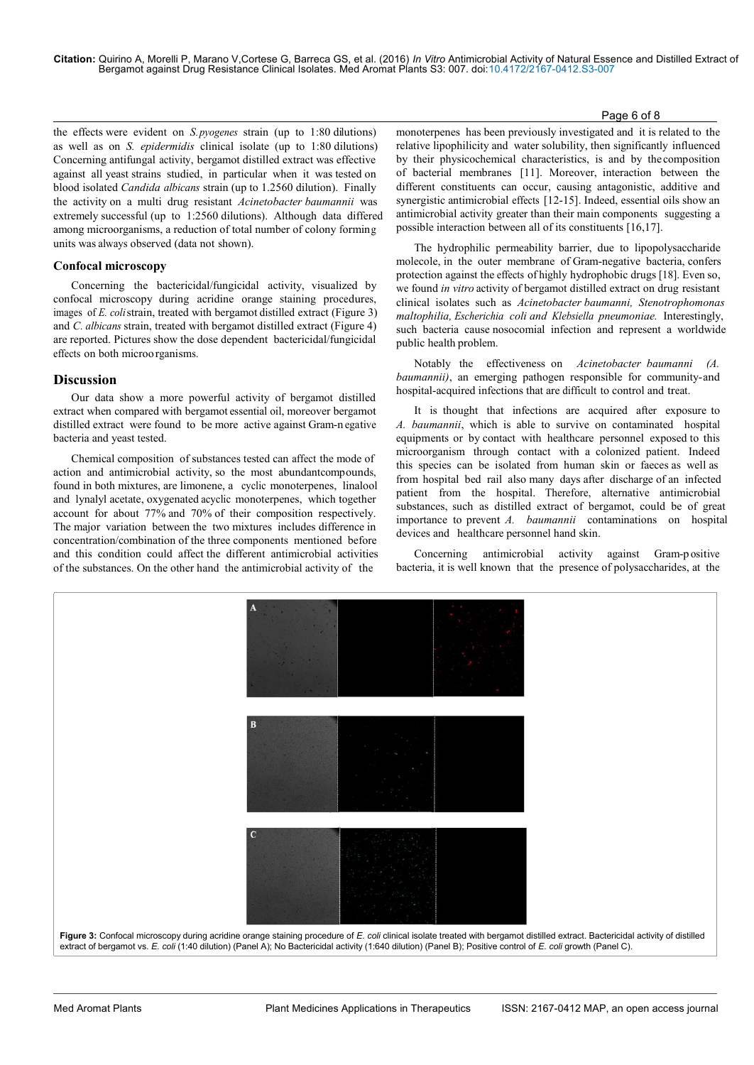the effects were evident on *S. pyogenes* strain (up to 1:80 dilutions) as well as on *S. epidermidis* clinical isolate (up to 1:80 dilutions) Concerning antifungal activity, bergamot distilled extract was effective against all yeast strains studied, in particular when it was tested on blood isolated *Candida albicans* strain (up to 1.2560 dilution). Finally the activity on a multi drug resistant *Acinetobacter baumannii* was extremely successful (up to 1:2560 dilutions). Although data differed among microorganisms, a reduction of total number of colony forming units was always observed (data not shown).

### Confocal microscopy

Concerning the bactericidal/fungicidal activity, visualized by confocal microscopy during acridine orange staining procedures, images of *E. coli* strain, treated with bergamot distilled extract (Figure 3) and *C. albicans* strain, treated with bergamot distilled extract (Figure 4) are reported. Pictures show the dose dependent bactericidal/fungicidal effects on both microorganisms.

## Discussion

Our data show a more powerful activity of bergamot distilled extract when compared with bergamot essential oil, moreover bergamot distilled extract were found to be more active against Gram-negative bacteria and yeast tested.

Chemical composition of substances tested can affect the mode of action and antimicrobial activity, so the most abundantcompounds, found in both mixtures, are limonene, a cyclic monoterpenes, linalool and lynalyl acetate, oxygenated acyclic monoterpenes, which together account for about 77% and 70% of their composition respectively. The major variation between the two mixtures includes difference in concentration/combination of the three components mentioned before and this condition could affect the different antimicrobial activities of the substances. On the other hand the antimicrobial activity of the monoterpenes has been previously investigated and it is related to the relative lipophilicity and water solubility, then significantly influenced by their physicochemical characteristics, is and by the composition of bacterial membranes [11]. Moreover, interaction between the different constituents can occur, causing antagonistic, additive and synergistic antimicrobial effects [12-15]. Indeed, essential oils show an antimicrobial activity greater than their main components suggesting a possible interaction between all of its constituents [16,17].

The hydrophilic permeability barrier, due to lipopolysaccharide molecole, in the outer membrane of Gram-negative bacteria, confers protection against the effects of highly hydrophobic drugs [18]. Even so, we found *in vitro* activity of bergamot distilled extract on drug resistant clinical isolates such as *Acinetobacter baumanni, Stenotrophomonas maltophilia, Escherichia coli and Klebsiella pneumoniae.* Interestingly, such bacteria cause nosocomial infection and represent a worldwide public health problem.

Notably the effectiveness on *Acinetobacter baumanni (A. baumannii)*, an emerging pathogen responsible for community-and hospital-acquired infections that are difficult to control and treat.

It is thought that infections are acquired after exposure to *A. baumannii*, which is able to survive on contaminated hospital equipments or by contact with healthcare personnel exposed to this microorganism through contact with a colonized patient. Indeed this species can be isolated from human skin or faeces as well as from hospital bed rail also many days after discharge of an infected patient from the hospital. Therefore, alternative antimicrobial substances, such as distilled extract of bergamot, could be of great importance to prevent *A. baumannii* contaminations on hospital devices and healthcare personnel hand skin.

Concerning antimicrobial activity against Gram-positive bacteria, it is well known that the presence of polysaccharides, at the

**Figure 3:** Confocal microscopy during acridine orange staining procedure of *E. coli* clinical isolate treated with bergamot distilled extract. Bactericidal activity of distilled extract of bergamot vs. *E. coli* (1:40 dilution) (Panel A); No Bactericidal activity (1:640 dilution) (Panel B); Positive control of *E. coli* growth (Panel C).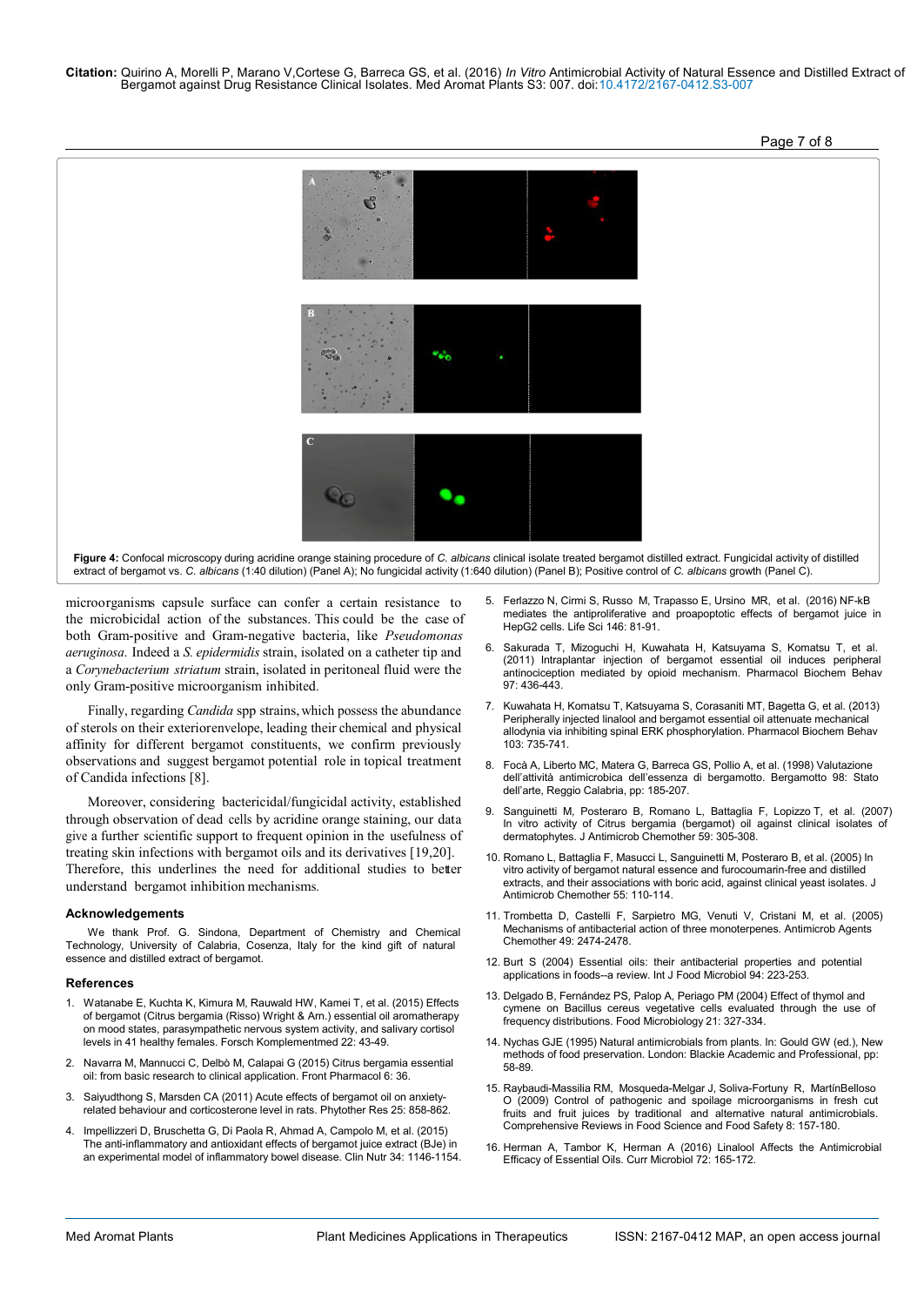**Figure 4:** Confocal microscopy during acridine orange staining procedure of *C. albicans* clinical isolate treated bergamot distilled extract. Fungicidal activity of distilled extract of bergamot vs. *C. albicans* (1:40 dilution) (Panel A); No fungicidal activity (1:640 dilution) (Panel B); Positive control of *C. albicans* growth (Panel C).

microorganisms capsule surface can confer a certain resistance to the microbicidal action of the substances. This could be the case of both Gram-positive and Gram-negative bacteria, like *Pseudomonas aeruginosa*. Indeed a *S. epidermidis* strain, isolated on a catheter tip and a *Corynebacterium striatum* strain, isolated in peritoneal fluid were the only Gram-positive microorganism inhibited.

Finally, regarding *Candida* spp strains, which possess the abundance of sterols on their exteriorenvelope, leading their chemical and physical affinity for different bergamot constituents, we confirm previously observations and suggest bergamot potential role in topical treatment of Candida infections [8].

Moreover, considering bactericidal/fungicidal activity, established through observation of dead cells by acridine orange staining, our data give a further scientific support to frequent opinion in the usefulness of treating skin infections with bergamot oils and its derivatives [19,20]. Therefore, this underlines the need for additional studies to better understand bergamot inhibition mechanisms.

## Acknowledgements

We thank Prof. G. Sindona, Department of Chemistry and Chemical Technology, University of Calabria, Cosenza, Italy for the kind gift of natural essence and distilled extract of bergamot.

## References

1. Watanabe E, Kuchta K, Kimura M, Rauwald HW, Kamei T, et al. (2015) Effects of bergamot (Citrus bergamia (Risso) Wright & Arn.) essential oil aromatherapy on mood states, parasympathetic nervous system activity, and salivary cortisol levels in 41 healthy females. Forsch Komplementmed 22: 43-49.
2. Navarra M, Mannucci C, Delbò M, Calapai G (2015) Citrus bergamia essential oil: from basic research to clinical application. Front Pharmacol 6: 36.
3. Saiyudthong S, Marsden CA (2011) Acute effects of bergamot oil on anxiety-related behaviour and corticosterone level in rats. Phytother Res 25: 858-862.
4. Impellizzeri D, Bruschetta G, Di Paola R, Ahmad A, Campolo M, et al. (2015) The anti-inflammatory and antioxidant effects of bergamot juice extract (BJe) in an experimental model of inflammatory bowel disease. Clin Nutr 34: 1146-1154.
5. Ferlazzo N, Cirmi S, Russo M, Trapasso E, Ursino MR, et al. (2016) NF-kB mediates the antiproliferative and proapoptotic effects of bergamot juice in HepG2 cells. Life Sci 146: 81-91.
6. Sakurada T, Mizoguchi H, Kuwahata H, Katsuyama S, Komatsu T, et al. (2011) Intraplantar injection of bergamot essential oil induces peripheral antinociception mediated by opioid mechanism. Pharmacol Biochem Behav 97: 436-443.
7. Kuwahata H, Komatsu T, Katsuyama S, Corasaniti MT, Bagetta G, et al. (2013) Peripherally injected linalool and bergamot essential oil attenuate mechanical allodynia via inhibiting spinal ERK phosphorylation. Pharmacol Biochem Behav 103: 735-741.
8. Focà A, Liberto MC, Matera G, Barreca GS, Pollio A, et al. (1998) Valutazione dell'attività antimicrobica dell'essenza di bergamotto. Bergamotto 98: Stato dell'arte, Reggio Calabria, pp: 185-207.
9. Sanguinetti M, Posteraro B, Romano L, Battaglia F, Lopizzo T, et al. (2007) In vitro activity of Citrus bergamia (bergamot) oil against clinical isolates of dermatophytes. J Antimicrob Chemother 59: 305-308.
10. Romano L, Battaglia F, Masucci L, Sanguinetti M, Posteraro B, et al. (2005) In vitro activity of bergamot natural essence and furocoumarin-free and distilled extracts, and their associations with boric acid, against clinical yeast isolates. J Antimicrob Chemother 55: 110-114.
11. Trombetta D, Castelli F, Sarpietro MG, Venuti V, Cristani M, et al. (2005) Mechanisms of antibacterial action of three monoterpenes. Antimicrob Agents Chemother 49: 2474-2478.
12. Burt S (2004) Essential oils: their antibacterial properties and potential applications in foods--a review. Int J Food Microbiol 94: 223-253.
13. Delgado B, Fernández PS, Palop A, Periago PM (2004) Effect of thymol and cymene on Bacillus cereus vegetative cells evaluated through the use of frequency distributions. Food Microbiology 21: 327-334.
14. Nychas GJE (1995) Natural antimicrobials from plants. In: Gould GW (ed.), New methods of food preservation. London: Blackie Academic and Professional, pp: 58-89.
15. Raybaudi-Massilia RM, Mosqueda-Melgar J, Soliva-Fortuny R, MartínBelloso O (2009) Control of pathogenic and spoilage microorganisms in fresh cut fruits and fruit juices by traditional and alternative natural antimicrobials. Comprehensive Reviews in Food Science and Food Safety 8: 157-180.
16. Herman A, Tambor K, Herman A (2016) Linalool Affects the Antimicrobial Efficacy of Essential Oils. Curr Microbiol 72: 165-172.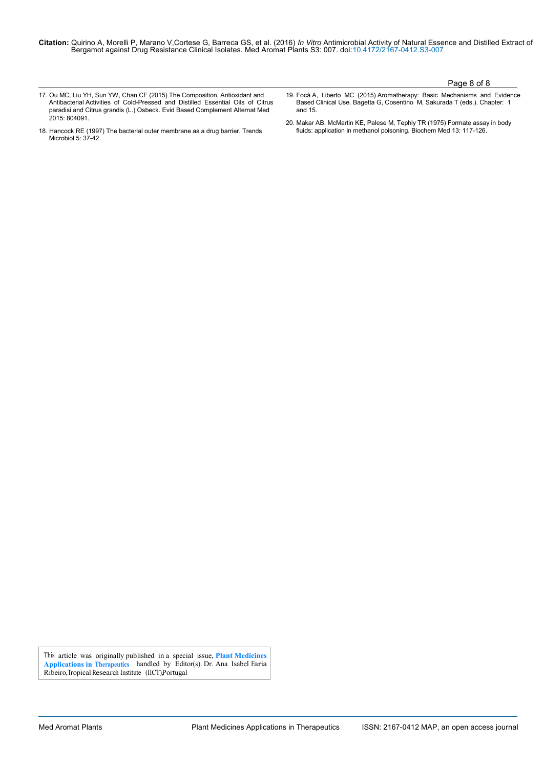17. Ou MC, Liu YH, Sun YW, Chan CF (2015) The Composition, Antioxidant and Antibacterial Activities of Cold-Pressed and Distilled Essential Oils of Citrus paradisi and Citrus grandis (L.) Osbeck. Evid Based Complement Alternat Med 2015: 804091.

18. Hancock RE (1997) The bacterial outer membrane as a drug barrier. Trends Microbiol 5: 37-42.

19. Focà A, Liberto MC (2015) Aromatherapy: Basic Mechanisms and Evidence Based Clinical Use. Bagetta G, Cosentino M, Sakurada T (eds.). Chapter: 1 and 15.

20. Makar AB, McMartin KE, Palese M, Tephly TR (1975) Formate assay in body fluids: application in methanol poisoning. Biochem Med 13: 117-126.

This article was originally published in a special issue, **Plant Medicines Applications in Therapeutics** handled by Editor(s). Dr. Ana Isabel Faria Ribeiro,Tropical Research Institute (IICT),Portugal